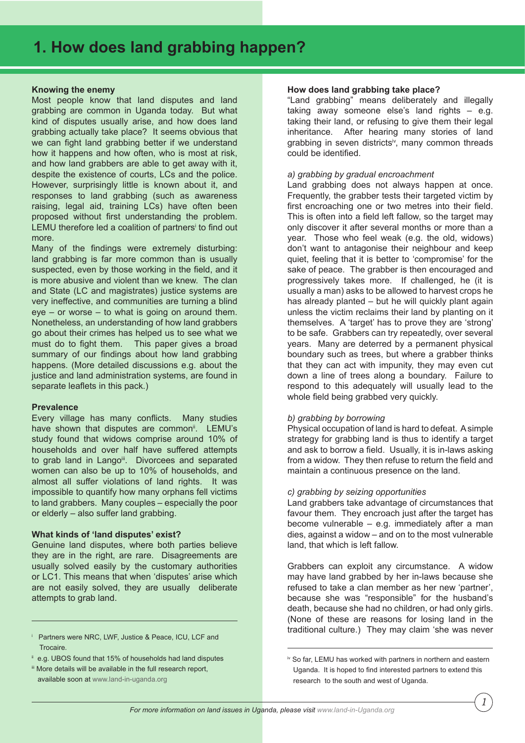# 1. How does land grabbing happen?

**Knowing the enemy**

Most people know that land disputes and land grabbing are common in Uganda today. But what kind of disputes usually arise, and how does land grabbing actually take place? It seems obvious that we can fight land grabbing better if we understand how it happens and how often, who is most at risk, and how land grabbers are able to get away with it, despite the existence of courts, LCs and the police. However, surprisingly little is known about it, and responses to land grabbing (such as awareness raising, legal aid, training LCs) have often been proposed without first understanding the problem. LEMU therefore led a coalition of partners[i] to find out more.

Many of the findings were extremely disturbing: land grabbing is far more common than is usually suspected, even by those working in the field, and it is more abusive and violent than we knew. The clan and State (LC and magistrates) justice systems are very ineffective, and communities are turning a blind eye – or worse – to what is going on around them. Nonetheless, an understanding of how land grabbers go about their crimes has helped us to see what we must do to fight them. This paper gives a broad summary of our findings about how land grabbing happens. (More detailed discussions e.g. about the justice and land administration systems, are found in separate leaflets in this pack.)

**Prevalence**

Every village has many conflicts. Many studies have shown that disputes are common[ii]. LEMU's study found that widows comprise around 10% of households and over half have suffered attempts to grab land in Lango[iii]. Divorcees and separated women can also be up to 10% of households, and almost all suffer violations of land rights. It was impossible to quantify how many orphans fell victims to land grabbers. Many couples – especially the poor or elderly – also suffer land grabbing.

**What kinds of 'land disputes' exist?**

Genuine land disputes, where both parties believe they are in the right, are rare. Disagreements are usually solved easily by the customary authorities or LC1. This means that when 'disputes' arise which are not easily solved, they are usually deliberate attempts to grab land.

[i] Partners were NRC, LWF, Justice & Peace, ICU, LCF and Trocaire.

[ii] e.g. UBOS found that 15% of households had land disputes

[iii] More details will be available in the full research report, available soon at www.land-in-uganda.org

**How does land grabbing take place?**

"Land grabbing" means deliberately and illegally taking away someone else's land rights – e.g. taking their land, or refusing to give them their legal inheritance. After hearing many stories of land grabbing in seven districts[iv], many common threads could be identified.

*a) grabbing by gradual encroachment*

Land grabbing does not always happen at once. Frequently, the grabber tests their targeted victim by first encroaching one or two metres into their field. This is often into a field left fallow, so the target may only discover it after several months or more than a year. Those who feel weak (e.g. the old, widows) don't want to antagonise their neighbour and keep quiet, feeling that it is better to 'compromise' for the sake of peace. The grabber is then encouraged and progressively takes more. If challenged, he (it is usually a man) asks to be allowed to harvest crops he has already planted – but he will quickly plant again unless the victim reclaims their land by planting on it themselves. A 'target' has to prove they are 'strong' to be safe. Grabbers can try repeatedly, over several years. Many are deterred by a permanent physical boundary such as trees, but where a grabber thinks that they can act with impunity, they may even cut down a line of trees along a boundary. Failure to respond to this adequately will usually lead to the whole field being grabbed very quickly.

*b) grabbing by borrowing*

Physical occupation of land is hard to defeat. A simple strategy for grabbing land is thus to identify a target and ask to borrow a field. Usually, it is in-laws asking from a widow. They then refuse to return the field and maintain a continuous presence on the land.

*c) grabbing by seizing opportunities*

Land grabbers take advantage of circumstances that favour them. They encroach just after the target has become vulnerable – e.g. immediately after a man dies, against a widow – and on to the most vulnerable land, that which is left fallow.

Grabbers can exploit any circumstance. A widow may have land grabbed by her in-laws because she refused to take a clan member as her new 'partner', because she was "responsible" for the husband's death, because she had no children, or had only girls. (None of these are reasons for losing land in the traditional culture.) They may claim 'she was never

[iv] So far, LEMU has worked with partners in northern and eastern Uganda. It is hoped to find interested partners to extend this research to the south and west of Uganda.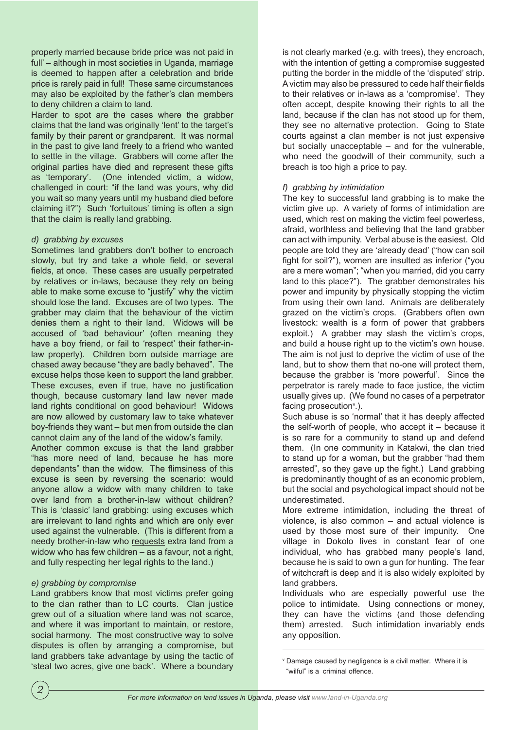properly married because bride price was not paid in full' – although in most societies in Uganda, marriage is deemed to happen after a celebration and bride price is rarely paid in full! These same circumstances may also be exploited by the father's clan members to deny children a claim to land.

Harder to spot are the cases where the grabber claims that the land was originally 'lent' to the target's family by their parent or grandparent. It was normal in the past to give land freely to a friend who wanted to settle in the village. Grabbers will come after the original parties have died and represent these gifts as 'temporary'. (One intended victim, a widow, challenged in court: "if the land was yours, why did you wait so many years until my husband died before claiming it?") Such 'fortuitous' timing is often a sign that the claim is really land grabbing.

*d) grabbing by excuses*

Sometimes land grabbers don't bother to encroach slowly, but try and take a whole field, or several fields, at once. These cases are usually perpetrated by relatives or in-laws, because they rely on being able to make some excuse to "justify" why the victim should lose the land. Excuses are of two types. The grabber may claim that the behaviour of the victim denies them a right to their land. Widows will be accused of 'bad behaviour' (often meaning they have a boy friend, or fail to 'respect' their father-in-law properly). Children born outside marriage are chased away because "they are badly behaved". The excuse helps those keen to support the land grabber. These excuses, even if true, have no justification though, because customary land law never made land rights conditional on good behaviour! Widows are now allowed by customary law to take whatever boy-friends they want – but men from outside the clan cannot claim any of the land of the widow's family.

Another common excuse is that the land grabber "has more need of land, because he has more dependants" than the widow. The flimsiness of this excuse is seen by reversing the scenario: would anyone allow a widow with many children to take over land from a brother-in-law without children? This is 'classic' land grabbing: using excuses which are irrelevant to land rights and which are only ever used against the vulnerable. (This is different from a needy brother-in-law who requests extra land from a widow who has few children – as a favour, not a right, and fully respecting her legal rights to the land.)

*e) grabbing by compromise*

Land grabbers know that most victims prefer going to the clan rather than to LC courts. Clan justice grew out of a situation where land was not scarce, and where it was important to maintain, or restore, social harmony. The most constructive way to solve disputes is often by arranging a compromise, but land grabbers take advantage by using the tactic of 'steal two acres, give one back'. Where a boundary is not clearly marked (e.g. with trees), they encroach, with the intention of getting a compromise suggested putting the border in the middle of the 'disputed' strip. A victim may also be pressured to cede half their fields to their relatives or in-laws as a 'compromise'. They often accept, despite knowing their rights to all the land, because if the clan has not stood up for them, they see no alternative protection. Going to State courts against a clan member is not just expensive but socially unacceptable – and for the vulnerable, who need the goodwill of their community, such a breach is too high a price to pay.

*f) grabbing by intimidation*

The key to successful land grabbing is to make the victim give up. A variety of forms of intimidation are used, which rest on making the victim feel powerless, afraid, worthless and believing that the land grabber can act with impunity. Verbal abuse is the easiest. Old people are told they are 'already dead' ("how can soil fight for soil?"), women are insulted as inferior ("you are a mere woman"; "when you married, did you carry land to this place?"). The grabber demonstrates his power and impunity by physically stopping the victim from using their own land. Animals are deliberately grazed on the victim's crops. (Grabbers often own livestock: wealth is a form of power that grabbers exploit.) A grabber may slash the victim's crops, and build a house right up to the victim's own house. The aim is not just to deprive the victim of use of the land, but to show them that no-one will protect them, because the grabber is 'more powerful'. Since the perpetrator is rarely made to face justice, the victim usually gives up. (We found no cases of a perpetrator facing prosecution[v].).

Such abuse is so 'normal' that it has deeply affected the self-worth of people, who accept it – because it is so rare for a community to stand up and defend them. (In one community in Katakwi, the clan tried to stand up for a woman, but the grabber "had them arrested", so they gave up the fight.) Land grabbing is predominantly thought of as an economic problem, but the social and psychological impact should not be underestimated.

More extreme intimidation, including the threat of violence, is also common – and actual violence is used by those most sure of their impunity. One village in Dokolo lives in constant fear of one individual, who has grabbed many people's land, because he is said to own a gun for hunting. The fear of witchcraft is deep and it is also widely exploited by land grabbers.

Individuals who are especially powerful use the police to intimidate. Using connections or money, they can have the victims (and those defending them) arrested. Such intimidation invariably ends any opposition.

---

[v] Damage caused by negligence is a civil matter. Where it is "wilful" is a criminal offence.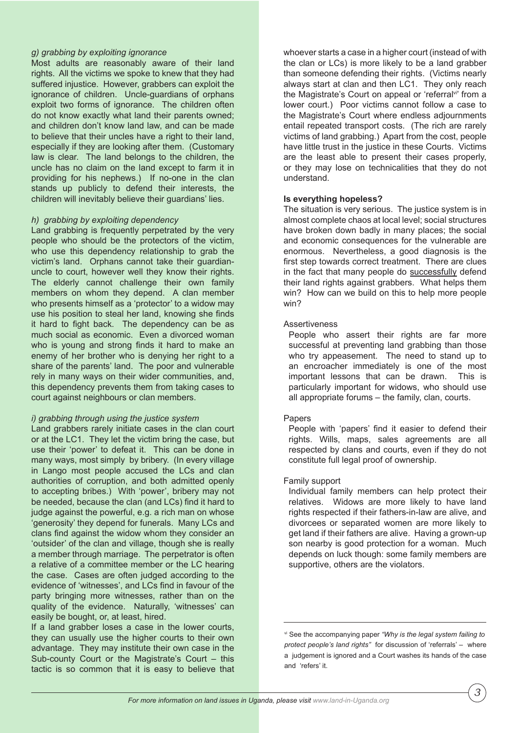*g) grabbing by exploiting ignorance*

Most adults are reasonably aware of their land rights. All the victims we spoke to knew that they had suffered injustice. However, grabbers can exploit the ignorance of children. Uncle-guardians of orphans exploit two forms of ignorance. The children often do not know exactly what land their parents owned; and children don't know land law, and can be made to believe that their uncles have a right to their land, especially if they are looking after them. (Customary law is clear. The land belongs to the children, the uncle has no claim on the land except to farm it in providing for his nephews.) If no-one in the clan stands up publicly to defend their interests, the children will inevitably believe their guardians' lies.

*h) grabbing by exploiting dependency*

Land grabbing is frequently perpetrated by the very people who should be the protectors of the victim, who use this dependency relationship to grab the victim's land. Orphans cannot take their guardian-uncle to court, however well they know their rights. The elderly cannot challenge their own family members on whom they depend. A clan member who presents himself as a 'protector' to a widow may use his position to steal her land, knowing she finds it hard to fight back. The dependency can be as much social as economic. Even a divorced woman who is young and strong finds it hard to make an enemy of her brother who is denying her right to a share of the parents' land. The poor and vulnerable rely in many ways on their wider communities, and, this dependency prevents them from taking cases to court against neighbours or clan members.

*i) grabbing through using the justice system*

Land grabbers rarely initiate cases in the clan court or at the LC1. They let the victim bring the case, but use their 'power' to defeat it. This can be done in many ways, most simply by bribery. (In every village in Lango most people accused the LCs and clan authorities of corruption, and both admitted openly to accepting bribes.) With 'power', bribery may not be needed, because the clan (and LCs) find it hard to judge against the powerful, e.g. a rich man on whose 'generosity' they depend for funerals. Many LCs and clans find against the widow whom they consider an 'outsider' of the clan and village, though she is really a member through marriage. The perpetrator is often a relative of a committee member or the LC hearing the case. Cases are often judged according to the evidence of 'witnesses', and LCs find in favour of the party bringing more witnesses, rather than on the quality of the evidence. Naturally, 'witnesses' can easily be bought, or, at least, hired.

If a land grabber loses a case in the lower courts, they can usually use the higher courts to their own advantage. They may institute their own case in the Sub-county Court or the Magistrate's Court – this tactic is so common that it is easy to believe that whoever starts a case in a higher court (instead of with the clan or LCs) is more likely to be a land grabber than someone defending their rights. (Victims nearly always start at clan and then LC1. They only reach the Magistrate's Court on appeal or 'referral'[vi] from a lower court.) Poor victims cannot follow a case to the Magistrate's Court where endless adjournments entail repeated transport costs. (The rich are rarely victims of land grabbing.) Apart from the cost, people have little trust in the justice in these Courts. Victims are the least able to present their cases properly, or they may lose on technicalities that they do not understand.

**Is everything hopeless?**

The situation is very serious. The justice system is in almost complete chaos at local level; social structures have broken down badly in many places; the social and economic consequences for the vulnerable are enormous. Nevertheless, a good diagnosis is the first step towards correct treatment. There are clues in the fact that many people do successfully defend their land rights against grabbers. What helps them win? How can we build on this to help more people win?

Assertiveness

People who assert their rights are far more successful at preventing land grabbing than those who try appeasement. The need to stand up to an encroacher immediately is one of the most important lessons that can be drawn. This is particularly important for widows, who should use all appropriate forums – the family, clan, courts.

Papers

People with 'papers' find it easier to defend their rights. Wills, maps, sales agreements are all respected by clans and courts, even if they do not constitute full legal proof of ownership.

Family support

Individual family members can help protect their relatives. Widows are more likely to have land rights respected if their fathers-in-law are alive, and divorcees or separated women are more likely to get land if their fathers are alive. Having a grown-up son nearby is good protection for a woman. Much depends on luck though: some family members are supportive, others are the violators.

---

[vi] See the accompanying paper *"Why is the legal system failing to protect people's land rights"* for discussion of 'referrals' – where a judgement is ignored and a Court washes its hands of the case and 'refers' it.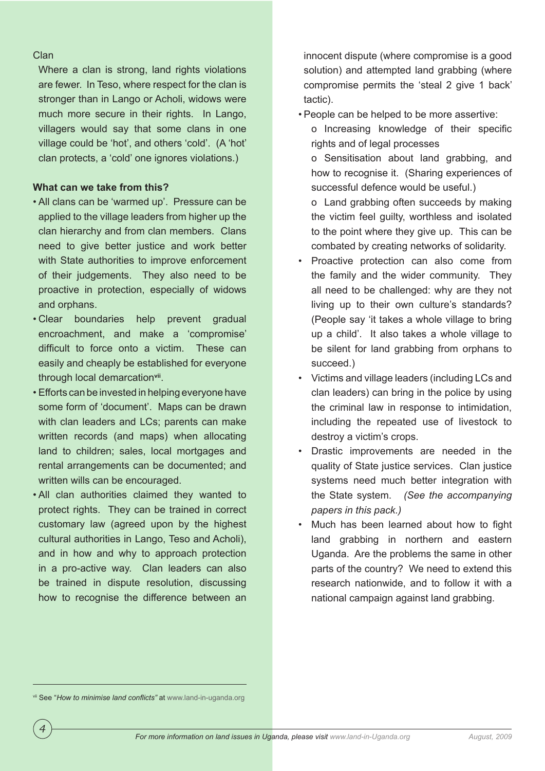Clan

Where a clan is strong, land rights violations are fewer. In Teso, where respect for the clan is stronger than in Lango or Acholi, widows were much more secure in their rights. In Lango, villagers would say that some clans in one village could be 'hot', and others 'cold'. (A 'hot' clan protects, a 'cold' one ignores violations.)

**What can we take from this?**

- All clans can be 'warmed up'. Pressure can be applied to the village leaders from higher up the clan hierarchy and from clan members. Clans need to give better justice and work better with State authorities to improve enforcement of their judgements. They also need to be proactive in protection, especially of widows and orphans.
- Clear boundaries help prevent gradual encroachment, and make a 'compromise' difficult to force onto a victim. These can easily and cheaply be established for everyone through local demarcation[vii].
- Efforts can be invested in helping everyone have some form of 'document'. Maps can be drawn with clan leaders and LCs; parents can make written records (and maps) when allocating land to children; sales, local mortgages and rental arrangements can be documented; and written wills can be encouraged.
- All clan authorities claimed they wanted to protect rights. They can be trained in correct customary law (agreed upon by the highest cultural authorities in Lango, Teso and Acholi), and in how and why to approach protection in a pro-active way. Clan leaders can also be trained in dispute resolution, discussing how to recognise the difference between an innocent dispute (where compromise is a good solution) and attempted land grabbing (where compromise permits the 'steal 2 give 1 back' tactic).
- People can be helped to be more assertive:
  - Increasing knowledge of their specific rights and of legal processes
  - Sensitisation about land grabbing, and how to recognise it. (Sharing experiences of successful defence would be useful.)
  - Land grabbing often succeeds by making the victim feel guilty, worthless and isolated to the point where they give up. This can be combated by creating networks of solidarity.
- Proactive protection can also come from the family and the wider community. They all need to be challenged: why are they not living up to their own culture's standards? (People say 'it takes a whole village to bring up a child'. It also takes a whole village to be silent for land grabbing from orphans to succeed.)
- Victims and village leaders (including LCs and clan leaders) can bring in the police by using the criminal law in response to intimidation, including the repeated use of livestock to destroy a victim's crops.
- Drastic improvements are needed in the quality of State justice services. Clan justice systems need much better integration with the State system. *(See the accompanying papers in this pack.)*
- Much has been learned about how to fight land grabbing in northern and eastern Uganda. Are the problems the same in other parts of the country? We need to extend this research nationwide, and to follow it with a national campaign against land grabbing.

---

[vii] See "*How to minimise land conflicts*" at www.land-in-uganda.org